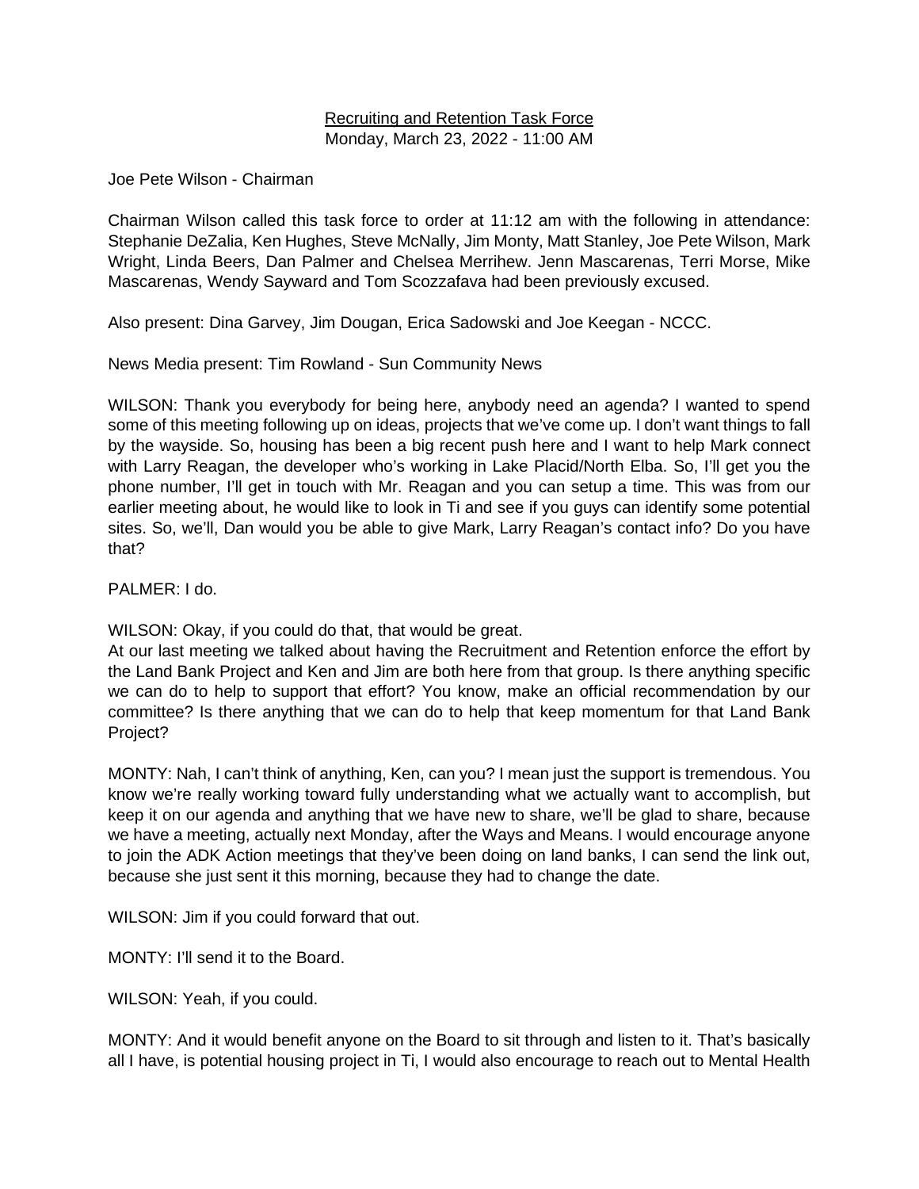<u>Recruiting and Retention Task Force</u>
Monday, March 23, 2022 - 11:00 AM

Joe Pete Wilson - Chairman

Chairman Wilson called this task force to order at 11:12 am with the following in attendance: Stephanie DeZalia, Ken Hughes, Steve McNally, Jim Monty, Matt Stanley, Joe Pete Wilson, Mark Wright, Linda Beers, Dan Palmer and Chelsea Merrihew. Jenn Mascarenas, Terri Morse, Mike Mascarenas, Wendy Sayward and Tom Scozzafava had been previously excused.

Also present: Dina Garvey, Jim Dougan, Erica Sadowski and Joe Keegan - NCCC.

News Media present: Tim Rowland - Sun Community News

WILSON: Thank you everybody for being here, anybody need an agenda? I wanted to spend some of this meeting following up on ideas, projects that we've come up. I don't want things to fall by the wayside. So, housing has been a big recent push here and I want to help Mark connect with Larry Reagan, the developer who's working in Lake Placid/North Elba. So, I'll get you the phone number, I'll get in touch with Mr. Reagan and you can setup a time. This was from our earlier meeting about, he would like to look in Ti and see if you guys can identify some potential sites. So, we'll, Dan would you be able to give Mark, Larry Reagan's contact info? Do you have that?

PALMER: I do.

WILSON: Okay, if you could do that, that would be great.
At our last meeting we talked about having the Recruitment and Retention enforce the effort by the Land Bank Project and Ken and Jim are both here from that group. Is there anything specific we can do to help to support that effort? You know, make an official recommendation by our committee? Is there anything that we can do to help that keep momentum for that Land Bank Project?

MONTY: Nah, I can't think of anything, Ken, can you? I mean just the support is tremendous. You know we're really working toward fully understanding what we actually want to accomplish, but keep it on our agenda and anything that we have new to share, we'll be glad to share, because we have a meeting, actually next Monday, after the Ways and Means. I would encourage anyone to join the ADK Action meetings that they've been doing on land banks, I can send the link out, because she just sent it this morning, because they had to change the date.

WILSON: Jim if you could forward that out.

MONTY: I'll send it to the Board.

WILSON: Yeah, if you could.

MONTY: And it would benefit anyone on the Board to sit through and listen to it. That's basically all I have, is potential housing project in Ti, I would also encourage to reach out to Mental Health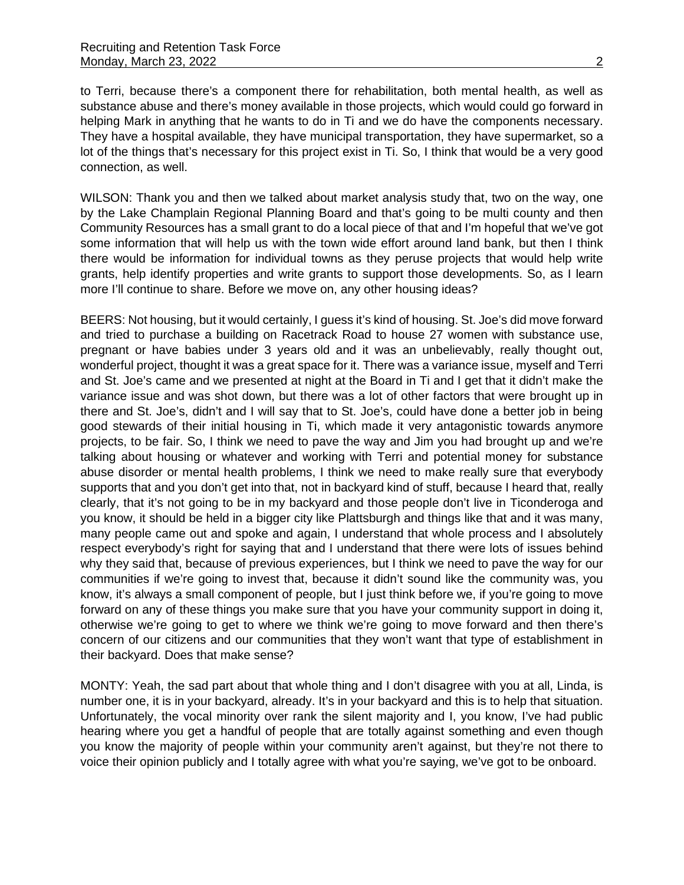to Terri, because there's a component there for rehabilitation, both mental health, as well as substance abuse and there's money available in those projects, which would could go forward in helping Mark in anything that he wants to do in Ti and we do have the components necessary. They have a hospital available, they have municipal transportation, they have supermarket, so a lot of the things that's necessary for this project exist in Ti. So, I think that would be a very good connection, as well.

WILSON: Thank you and then we talked about market analysis study that, two on the way, one by the Lake Champlain Regional Planning Board and that's going to be multi county and then Community Resources has a small grant to do a local piece of that and I'm hopeful that we've got some information that will help us with the town wide effort around land bank, but then I think there would be information for individual towns as they peruse projects that would help write grants, help identify properties and write grants to support those developments. So, as I learn more I'll continue to share. Before we move on, any other housing ideas?

BEERS: Not housing, but it would certainly, I guess it's kind of housing. St. Joe's did move forward and tried to purchase a building on Racetrack Road to house 27 women with substance use, pregnant or have babies under 3 years old and it was an unbelievably, really thought out, wonderful project, thought it was a great space for it. There was a variance issue, myself and Terri and St. Joe's came and we presented at night at the Board in Ti and I get that it didn't make the variance issue and was shot down, but there was a lot of other factors that were brought up in there and St. Joe's, didn't and I will say that to St. Joe's, could have done a better job in being good stewards of their initial housing in Ti, which made it very antagonistic towards anymore projects, to be fair. So, I think we need to pave the way and Jim you had brought up and we're talking about housing or whatever and working with Terri and potential money for substance abuse disorder or mental health problems, I think we need to make really sure that everybody supports that and you don't get into that, not in backyard kind of stuff, because I heard that, really clearly, that it's not going to be in my backyard and those people don't live in Ticonderoga and you know, it should be held in a bigger city like Plattsburgh and things like that and it was many, many people came out and spoke and again, I understand that whole process and I absolutely respect everybody's right for saying that and I understand that there were lots of issues behind why they said that, because of previous experiences, but I think we need to pave the way for our communities if we're going to invest that, because it didn't sound like the community was, you know, it's always a small component of people, but I just think before we, if you're going to move forward on any of these things you make sure that you have your community support in doing it, otherwise we're going to get to where we think we're going to move forward and then there's concern of our citizens and our communities that they won't want that type of establishment in their backyard. Does that make sense?

MONTY: Yeah, the sad part about that whole thing and I don't disagree with you at all, Linda, is number one, it is in your backyard, already. It's in your backyard and this is to help that situation. Unfortunately, the vocal minority over rank the silent majority and I, you know, I've had public hearing where you get a handful of people that are totally against something and even though you know the majority of people within your community aren't against, but they're not there to voice their opinion publicly and I totally agree with what you're saying, we've got to be onboard.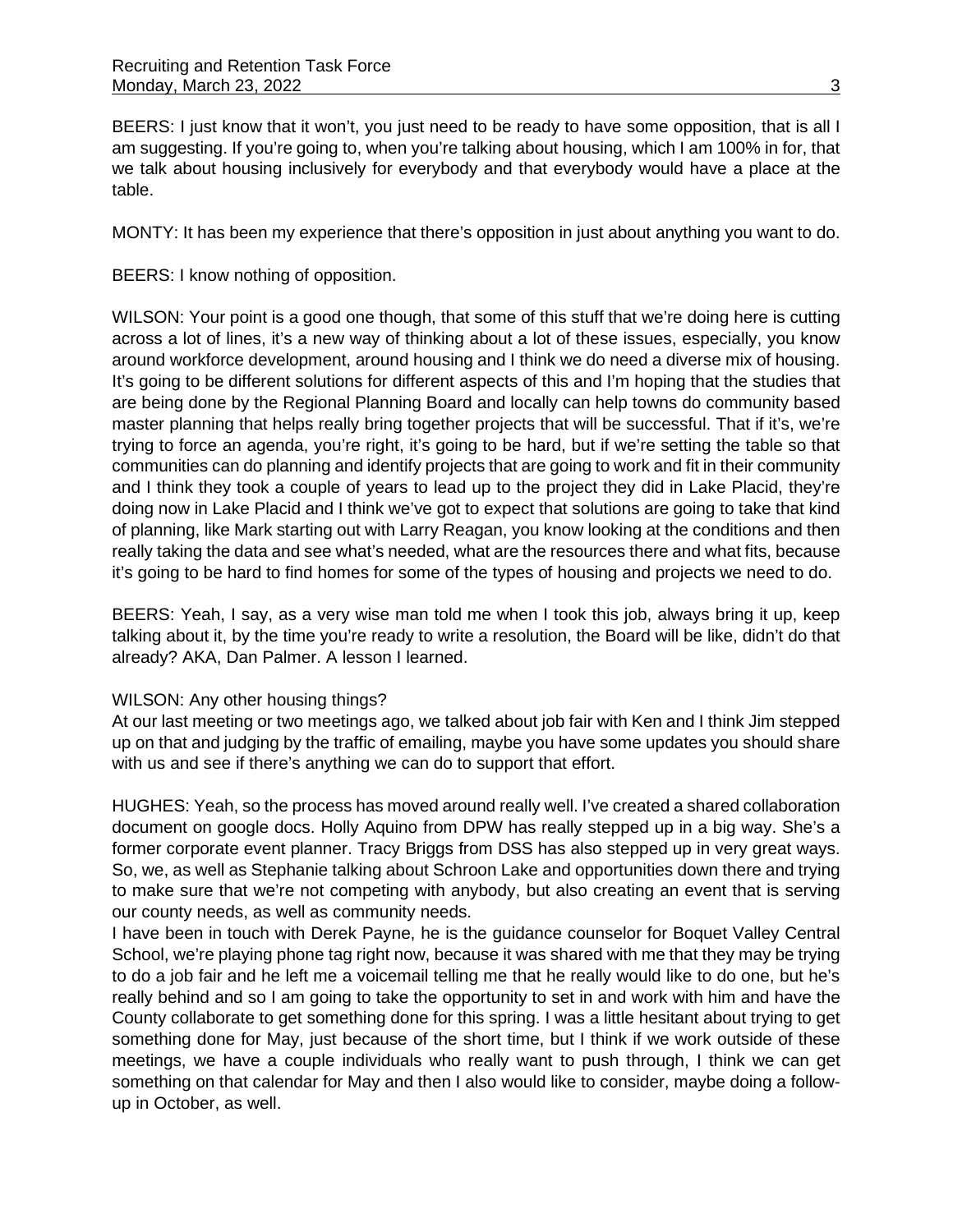BEERS: I just know that it won't, you just need to be ready to have some opposition, that is all I am suggesting. If you're going to, when you're talking about housing, which I am 100% in for, that we talk about housing inclusively for everybody and that everybody would have a place at the table.

MONTY: It has been my experience that there's opposition in just about anything you want to do.

BEERS: I know nothing of opposition.

WILSON: Your point is a good one though, that some of this stuff that we're doing here is cutting across a lot of lines, it's a new way of thinking about a lot of these issues, especially, you know around workforce development, around housing and I think we do need a diverse mix of housing. It's going to be different solutions for different aspects of this and I'm hoping that the studies that are being done by the Regional Planning Board and locally can help towns do community based master planning that helps really bring together projects that will be successful. That if it's, we're trying to force an agenda, you're right, it's going to be hard, but if we're setting the table so that communities can do planning and identify projects that are going to work and fit in their community and I think they took a couple of years to lead up to the project they did in Lake Placid, they're doing now in Lake Placid and I think we've got to expect that solutions are going to take that kind of planning, like Mark starting out with Larry Reagan, you know looking at the conditions and then really taking the data and see what's needed, what are the resources there and what fits, because it's going to be hard to find homes for some of the types of housing and projects we need to do.

BEERS: Yeah, I say, as a very wise man told me when I took this job, always bring it up, keep talking about it, by the time you're ready to write a resolution, the Board will be like, didn't do that already? AKA, Dan Palmer. A lesson I learned.

WILSON: Any other housing things?
At our last meeting or two meetings ago, we talked about job fair with Ken and I think Jim stepped up on that and judging by the traffic of emailing, maybe you have some updates you should share with us and see if there's anything we can do to support that effort.

HUGHES: Yeah, so the process has moved around really well. I've created a shared collaboration document on google docs. Holly Aquino from DPW has really stepped up in a big way. She's a former corporate event planner. Tracy Briggs from DSS has also stepped up in very great ways. So, we, as well as Stephanie talking about Schroon Lake and opportunities down there and trying to make sure that we're not competing with anybody, but also creating an event that is serving our county needs, as well as community needs.
I have been in touch with Derek Payne, he is the guidance counselor for Boquet Valley Central School, we're playing phone tag right now, because it was shared with me that they may be trying to do a job fair and he left me a voicemail telling me that he really would like to do one, but he's really behind and so I am going to take the opportunity to set in and work with him and have the County collaborate to get something done for this spring. I was a little hesitant about trying to get something done for May, just because of the short time, but I think if we work outside of these meetings, we have a couple individuals who really want to push through, I think we can get something on that calendar for May and then I also would like to consider, maybe doing a follow-up in October, as well.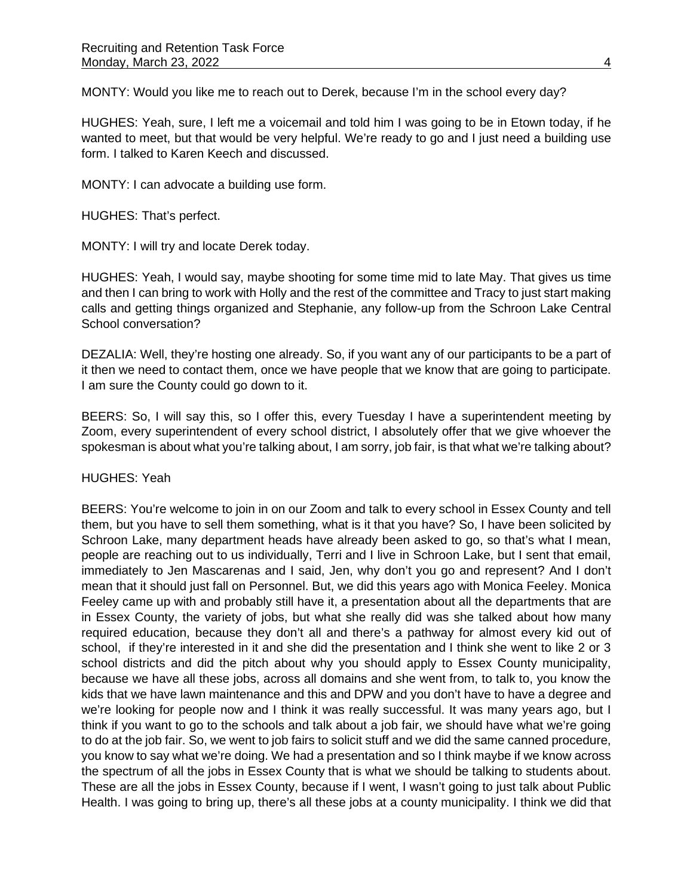MONTY: Would you like me to reach out to Derek, because I'm in the school every day?

HUGHES: Yeah, sure, I left me a voicemail and told him I was going to be in Etown today, if he wanted to meet, but that would be very helpful. We're ready to go and I just need a building use form. I talked to Karen Keech and discussed.

MONTY: I can advocate a building use form.

HUGHES: That's perfect.

MONTY: I will try and locate Derek today.

HUGHES: Yeah, I would say, maybe shooting for some time mid to late May. That gives us time and then I can bring to work with Holly and the rest of the committee and Tracy to just start making calls and getting things organized and Stephanie, any follow-up from the Schroon Lake Central School conversation?

DEZALIA: Well, they're hosting one already. So, if you want any of our participants to be a part of it then we need to contact them, once we have people that we know that are going to participate. I am sure the County could go down to it.

BEERS: So, I will say this, so I offer this, every Tuesday I have a superintendent meeting by Zoom, every superintendent of every school district, I absolutely offer that we give whoever the spokesman is about what you're talking about, I am sorry, job fair, is that what we're talking about?

HUGHES: Yeah

BEERS: You're welcome to join in on our Zoom and talk to every school in Essex County and tell them, but you have to sell them something, what is it that you have? So, I have been solicited by Schroon Lake, many department heads have already been asked to go, so that's what I mean, people are reaching out to us individually, Terri and I live in Schroon Lake, but I sent that email, immediately to Jen Mascarenas and I said, Jen, why don't you go and represent? And I don't mean that it should just fall on Personnel. But, we did this years ago with Monica Feeley. Monica Feeley came up with and probably still have it, a presentation about all the departments that are in Essex County, the variety of jobs, but what she really did was she talked about how many required education, because they don't all and there's a pathway for almost every kid out of school, if they're interested in it and she did the presentation and I think she went to like 2 or 3 school districts and did the pitch about why you should apply to Essex County municipality, because we have all these jobs, across all domains and she went from, to talk to, you know the kids that we have lawn maintenance and this and DPW and you don't have to have a degree and we're looking for people now and I think it was really successful. It was many years ago, but I think if you want to go to the schools and talk about a job fair, we should have what we're going to do at the job fair. So, we went to job fairs to solicit stuff and we did the same canned procedure, you know to say what we're doing. We had a presentation and so I think maybe if we know across the spectrum of all the jobs in Essex County that is what we should be talking to students about. These are all the jobs in Essex County, because if I went, I wasn't going to just talk about Public Health. I was going to bring up, there's all these jobs at a county municipality. I think we did that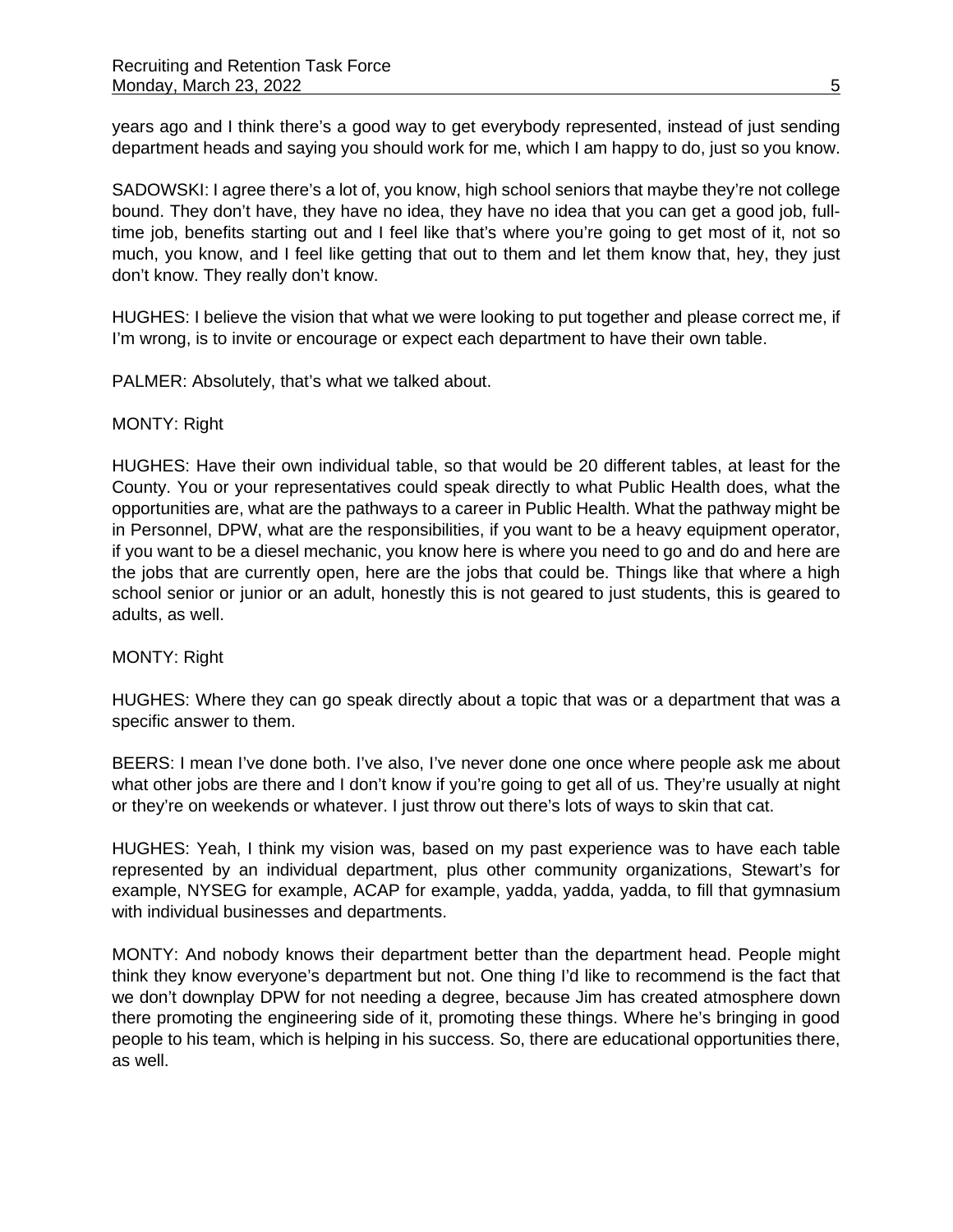years ago and I think there's a good way to get everybody represented, instead of just sending department heads and saying you should work for me, which I am happy to do, just so you know.

SADOWSKI: I agree there's a lot of, you know, high school seniors that maybe they're not college bound. They don't have, they have no idea, they have no idea that you can get a good job, full-time job, benefits starting out and I feel like that's where you're going to get most of it, not so much, you know, and I feel like getting that out to them and let them know that, hey, they just don't know. They really don't know.

HUGHES: I believe the vision that what we were looking to put together and please correct me, if I'm wrong, is to invite or encourage or expect each department to have their own table.

PALMER: Absolutely, that's what we talked about.

MONTY: Right

HUGHES: Have their own individual table, so that would be 20 different tables, at least for the County. You or your representatives could speak directly to what Public Health does, what the opportunities are, what are the pathways to a career in Public Health. What the pathway might be in Personnel, DPW, what are the responsibilities, if you want to be a heavy equipment operator, if you want to be a diesel mechanic, you know here is where you need to go and do and here are the jobs that are currently open, here are the jobs that could be. Things like that where a high school senior or junior or an adult, honestly this is not geared to just students, this is geared to adults, as well.

MONTY: Right

HUGHES: Where they can go speak directly about a topic that was or a department that was a specific answer to them.

BEERS: I mean I've done both. I've also, I've never done one once where people ask me about what other jobs are there and I don't know if you're going to get all of us. They're usually at night or they're on weekends or whatever. I just throw out there's lots of ways to skin that cat.

HUGHES: Yeah, I think my vision was, based on my past experience was to have each table represented by an individual department, plus other community organizations, Stewart's for example, NYSEG for example, ACAP for example, yadda, yadda, yadda, to fill that gymnasium with individual businesses and departments.

MONTY: And nobody knows their department better than the department head. People might think they know everyone's department but not. One thing I'd like to recommend is the fact that we don't downplay DPW for not needing a degree, because Jim has created atmosphere down there promoting the engineering side of it, promoting these things. Where he's bringing in good people to his team, which is helping in his success. So, there are educational opportunities there, as well.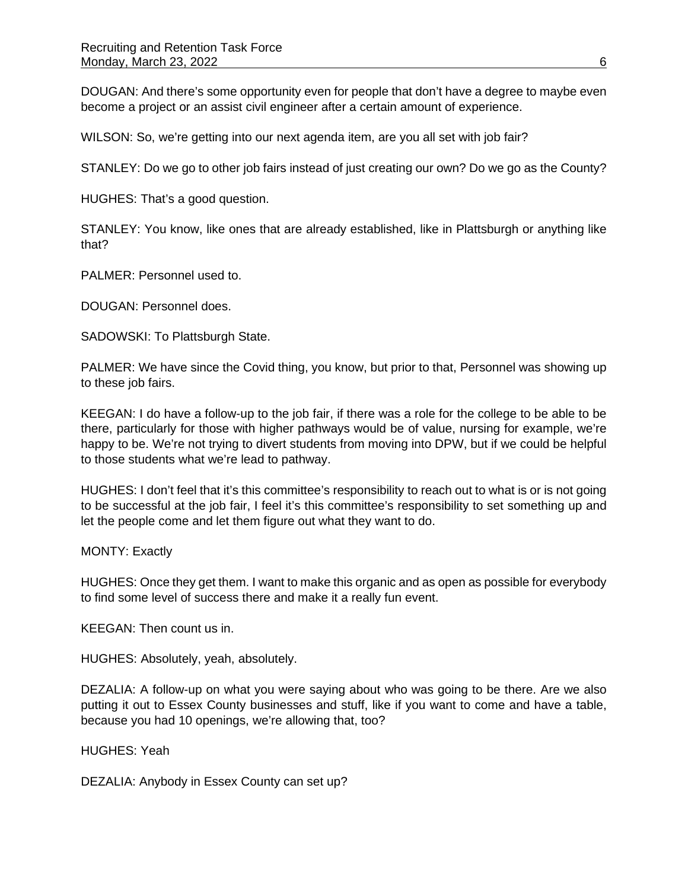DOUGAN: And there's some opportunity even for people that don't have a degree to maybe even become a project or an assist civil engineer after a certain amount of experience.

WILSON: So, we're getting into our next agenda item, are you all set with job fair?

STANLEY: Do we go to other job fairs instead of just creating our own? Do we go as the County?

HUGHES: That's a good question.

STANLEY: You know, like ones that are already established, like in Plattsburgh or anything like that?

PALMER: Personnel used to.

DOUGAN: Personnel does.

SADOWSKI: To Plattsburgh State.

PALMER: We have since the Covid thing, you know, but prior to that, Personnel was showing up to these job fairs.

KEEGAN: I do have a follow-up to the job fair, if there was a role for the college to be able to be there, particularly for those with higher pathways would be of value, nursing for example, we're happy to be. We're not trying to divert students from moving into DPW, but if we could be helpful to those students what we're lead to pathway.

HUGHES: I don't feel that it's this committee's responsibility to reach out to what is or is not going to be successful at the job fair, I feel it's this committee's responsibility to set something up and let the people come and let them figure out what they want to do.

MONTY: Exactly

HUGHES: Once they get them. I want to make this organic and as open as possible for everybody to find some level of success there and make it a really fun event.

KEEGAN: Then count us in.

HUGHES: Absolutely, yeah, absolutely.

DEZALIA: A follow-up on what you were saying about who was going to be there. Are we also putting it out to Essex County businesses and stuff, like if you want to come and have a table, because you had 10 openings, we're allowing that, too?

HUGHES: Yeah

DEZALIA: Anybody in Essex County can set up?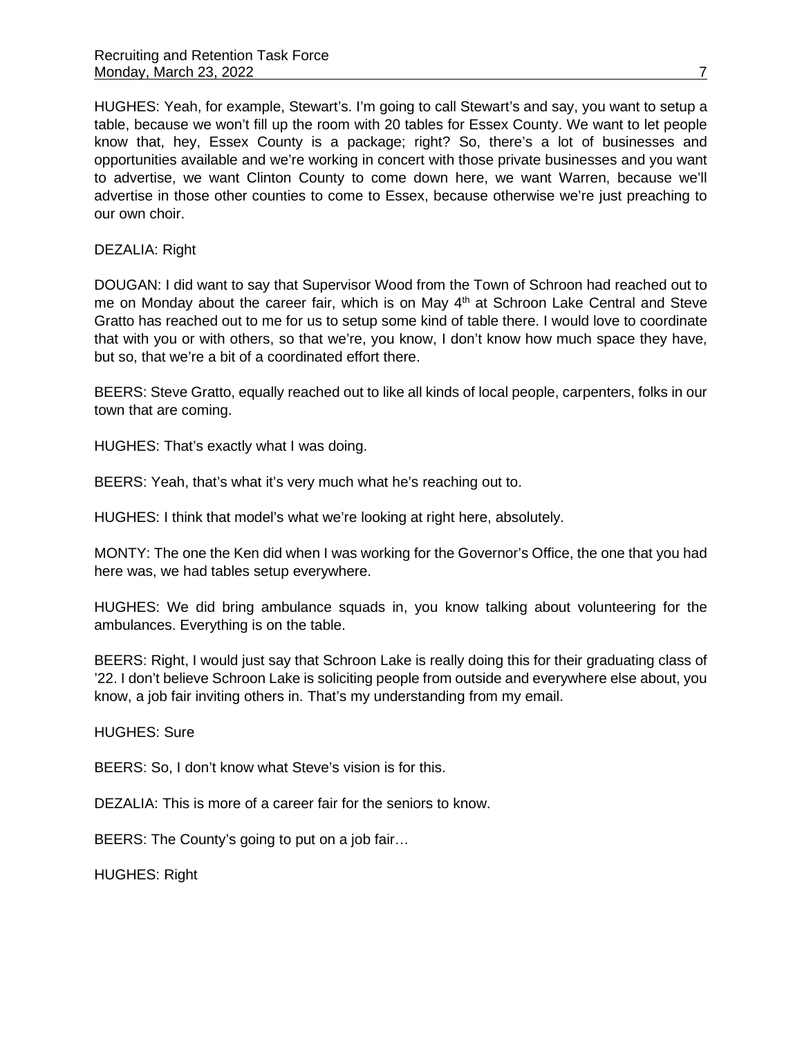HUGHES: Yeah, for example, Stewart's. I'm going to call Stewart's and say, you want to setup a table, because we won't fill up the room with 20 tables for Essex County. We want to let people know that, hey, Essex County is a package; right? So, there's a lot of businesses and opportunities available and we're working in concert with those private businesses and you want to advertise, we want Clinton County to come down here, we want Warren, because we'll advertise in those other counties to come to Essex, because otherwise we're just preaching to our own choir.

DEZALIA: Right

DOUGAN: I did want to say that Supervisor Wood from the Town of Schroon had reached out to me on Monday about the career fair, which is on May 4th at Schroon Lake Central and Steve Gratto has reached out to me for us to setup some kind of table there. I would love to coordinate that with you or with others, so that we're, you know, I don't know how much space they have, but so, that we're a bit of a coordinated effort there.

BEERS: Steve Gratto, equally reached out to like all kinds of local people, carpenters, folks in our town that are coming.

HUGHES: That's exactly what I was doing.

BEERS: Yeah, that's what it's very much what he's reaching out to.

HUGHES: I think that model's what we're looking at right here, absolutely.

MONTY: The one the Ken did when I was working for the Governor's Office, the one that you had here was, we had tables setup everywhere.

HUGHES: We did bring ambulance squads in, you know talking about volunteering for the ambulances. Everything is on the table.

BEERS: Right, I would just say that Schroon Lake is really doing this for their graduating class of '22. I don't believe Schroon Lake is soliciting people from outside and everywhere else about, you know, a job fair inviting others in. That's my understanding from my email.

HUGHES: Sure

BEERS: So, I don't know what Steve's vision is for this.

DEZALIA: This is more of a career fair for the seniors to know.

BEERS: The County's going to put on a job fair…

HUGHES: Right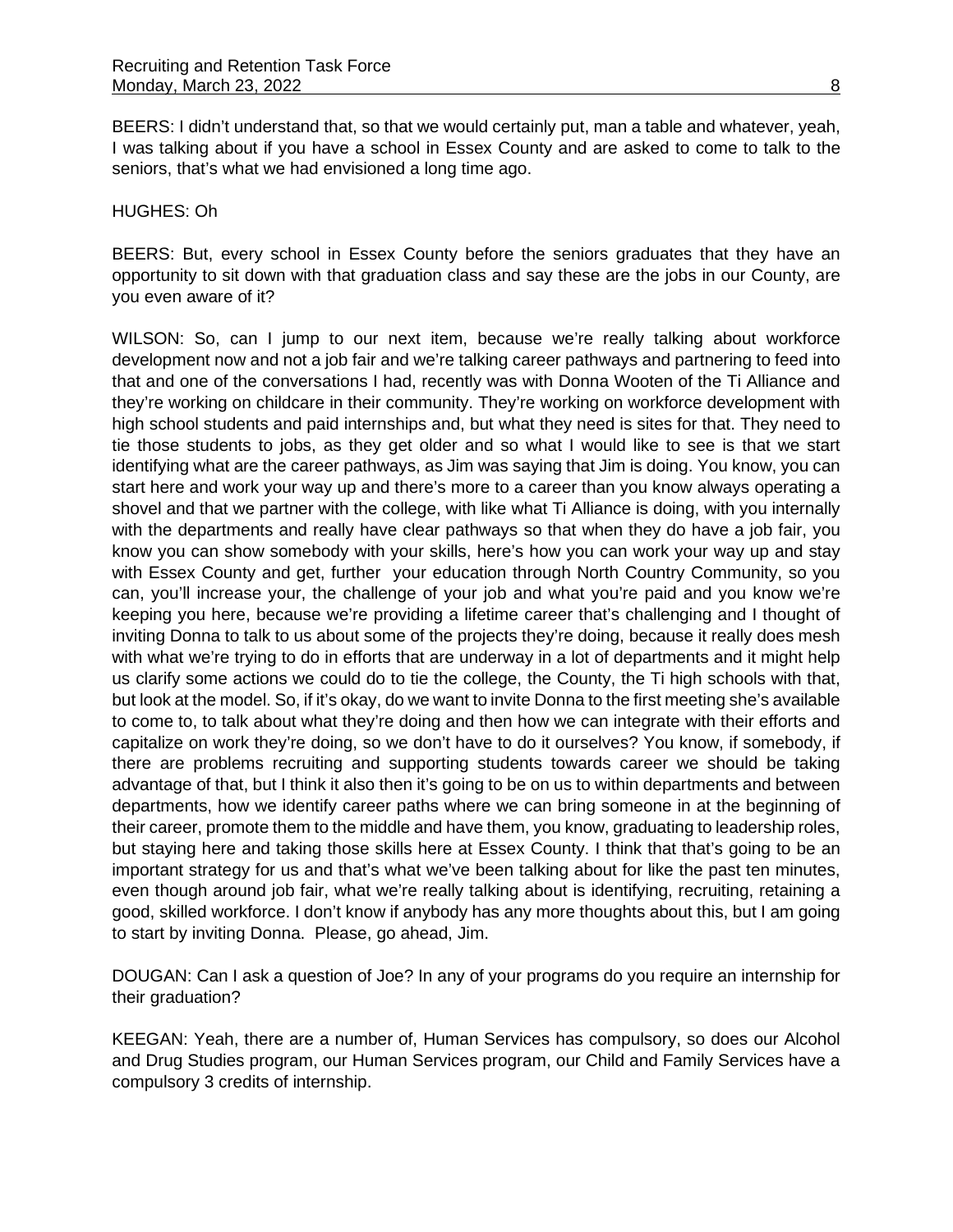BEERS: I didn't understand that, so that we would certainly put, man a table and whatever, yeah, I was talking about if you have a school in Essex County and are asked to come to talk to the seniors, that's what we had envisioned a long time ago.

HUGHES: Oh

BEERS: But, every school in Essex County before the seniors graduates that they have an opportunity to sit down with that graduation class and say these are the jobs in our County, are you even aware of it?

WILSON: So, can I jump to our next item, because we're really talking about workforce development now and not a job fair and we're talking career pathways and partnering to feed into that and one of the conversations I had, recently was with Donna Wooten of the Ti Alliance and they're working on childcare in their community. They're working on workforce development with high school students and paid internships and, but what they need is sites for that. They need to tie those students to jobs, as they get older and so what I would like to see is that we start identifying what are the career pathways, as Jim was saying that Jim is doing. You know, you can start here and work your way up and there's more to a career than you know always operating a shovel and that we partner with the college, with like what Ti Alliance is doing, with you internally with the departments and really have clear pathways so that when they do have a job fair, you know you can show somebody with your skills, here's how you can work your way up and stay with Essex County and get, further your education through North Country Community, so you can, you'll increase your, the challenge of your job and what you're paid and you know we're keeping you here, because we're providing a lifetime career that's challenging and I thought of inviting Donna to talk to us about some of the projects they're doing, because it really does mesh with what we're trying to do in efforts that are underway in a lot of departments and it might help us clarify some actions we could do to tie the college, the County, the Ti high schools with that, but look at the model. So, if it's okay, do we want to invite Donna to the first meeting she's available to come to, to talk about what they're doing and then how we can integrate with their efforts and capitalize on work they're doing, so we don't have to do it ourselves? You know, if somebody, if there are problems recruiting and supporting students towards career we should be taking advantage of that, but I think it also then it's going to be on us to within departments and between departments, how we identify career paths where we can bring someone in at the beginning of their career, promote them to the middle and have them, you know, graduating to leadership roles, but staying here and taking those skills here at Essex County. I think that that's going to be an important strategy for us and that's what we've been talking about for like the past ten minutes, even though around job fair, what we're really talking about is identifying, recruiting, retaining a good, skilled workforce. I don't know if anybody has any more thoughts about this, but I am going to start by inviting Donna. Please, go ahead, Jim.

DOUGAN: Can I ask a question of Joe? In any of your programs do you require an internship for their graduation?

KEEGAN: Yeah, there are a number of, Human Services has compulsory, so does our Alcohol and Drug Studies program, our Human Services program, our Child and Family Services have a compulsory 3 credits of internship.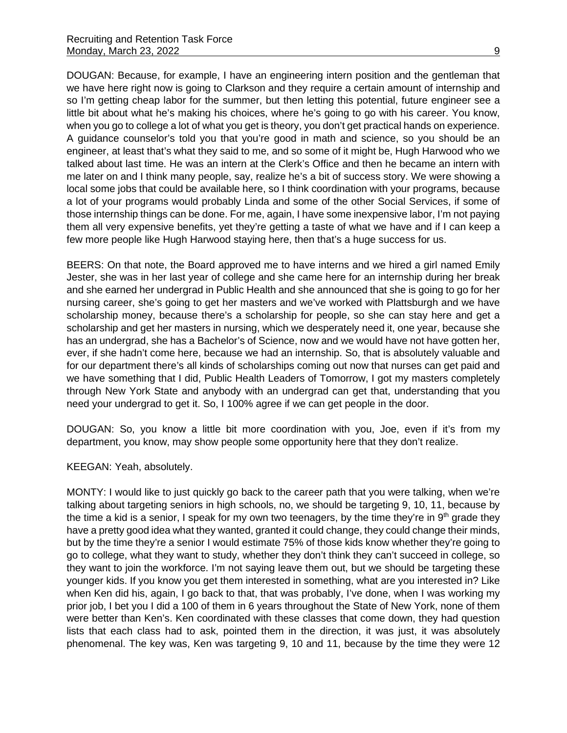DOUGAN: Because, for example, I have an engineering intern position and the gentleman that we have here right now is going to Clarkson and they require a certain amount of internship and so I'm getting cheap labor for the summer, but then letting this potential, future engineer see a little bit about what he's making his choices, where he's going to go with his career. You know, when you go to college a lot of what you get is theory, you don't get practical hands on experience. A guidance counselor's told you that you're good in math and science, so you should be an engineer, at least that's what they said to me, and so some of it might be, Hugh Harwood who we talked about last time. He was an intern at the Clerk's Office and then he became an intern with me later on and I think many people, say, realize he's a bit of success story. We were showing a local some jobs that could be available here, so I think coordination with your programs, because a lot of your programs would probably Linda and some of the other Social Services, if some of those internship things can be done. For me, again, I have some inexpensive labor, I'm not paying them all very expensive benefits, yet they're getting a taste of what we have and if I can keep a few more people like Hugh Harwood staying here, then that's a huge success for us.

BEERS: On that note, the Board approved me to have interns and we hired a girl named Emily Jester, she was in her last year of college and she came here for an internship during her break and she earned her undergrad in Public Health and she announced that she is going to go for her nursing career, she's going to get her masters and we've worked with Plattsburgh and we have scholarship money, because there's a scholarship for people, so she can stay here and get a scholarship and get her masters in nursing, which we desperately need it, one year, because she has an undergrad, she has a Bachelor's of Science, now and we would have not have gotten her, ever, if she hadn't come here, because we had an internship. So, that is absolutely valuable and for our department there's all kinds of scholarships coming out now that nurses can get paid and we have something that I did, Public Health Leaders of Tomorrow, I got my masters completely through New York State and anybody with an undergrad can get that, understanding that you need your undergrad to get it. So, I 100% agree if we can get people in the door.

DOUGAN: So, you know a little bit more coordination with you, Joe, even if it's from my department, you know, may show people some opportunity here that they don't realize.

KEEGAN: Yeah, absolutely.

MONTY: I would like to just quickly go back to the career path that you were talking, when we're talking about targeting seniors in high schools, no, we should be targeting 9, 10, 11, because by the time a kid is a senior, I speak for my own two teenagers, by the time they're in 9th grade they have a pretty good idea what they wanted, granted it could change, they could change their minds, but by the time they're a senior I would estimate 75% of those kids know whether they're going to go to college, what they want to study, whether they don't think they can't succeed in college, so they want to join the workforce. I'm not saying leave them out, but we should be targeting these younger kids. If you know you get them interested in something, what are you interested in? Like when Ken did his, again, I go back to that, that was probably, I've done, when I was working my prior job, I bet you I did a 100 of them in 6 years throughout the State of New York, none of them were better than Ken's. Ken coordinated with these classes that come down, they had question lists that each class had to ask, pointed them in the direction, it was just, it was absolutely phenomenal. The key was, Ken was targeting 9, 10 and 11, because by the time they were 12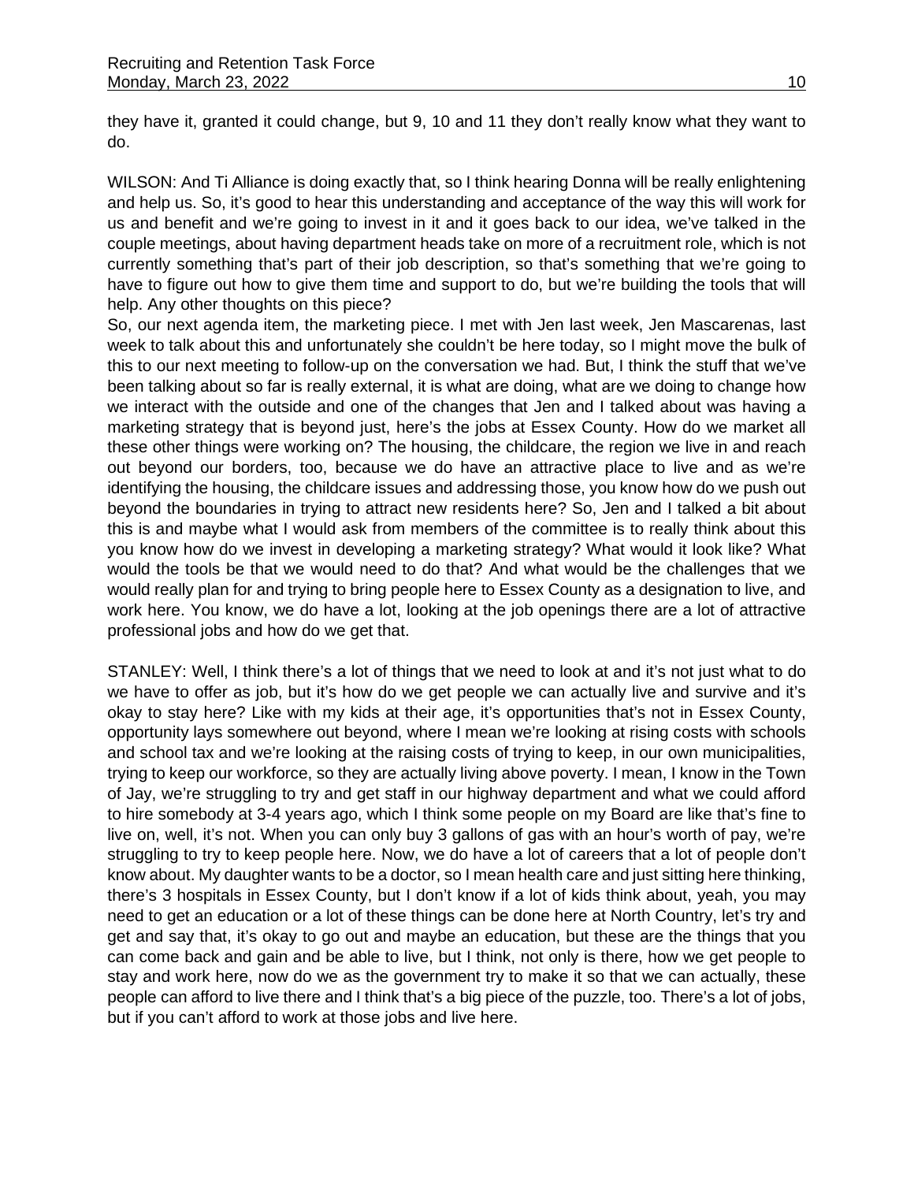they have it, granted it could change, but 9, 10 and 11 they don't really know what they want to do.

WILSON: And Ti Alliance is doing exactly that, so I think hearing Donna will be really enlightening and help us. So, it's good to hear this understanding and acceptance of the way this will work for us and benefit and we're going to invest in it and it goes back to our idea, we've talked in the couple meetings, about having department heads take on more of a recruitment role, which is not currently something that's part of their job description, so that's something that we're going to have to figure out how to give them time and support to do, but we're building the tools that will help. Any other thoughts on this piece?

So, our next agenda item, the marketing piece. I met with Jen last week, Jen Mascarenas, last week to talk about this and unfortunately she couldn't be here today, so I might move the bulk of this to our next meeting to follow-up on the conversation we had. But, I think the stuff that we've been talking about so far is really external, it is what are doing, what are we doing to change how we interact with the outside and one of the changes that Jen and I talked about was having a marketing strategy that is beyond just, here's the jobs at Essex County. How do we market all these other things were working on? The housing, the childcare, the region we live in and reach out beyond our borders, too, because we do have an attractive place to live and as we're identifying the housing, the childcare issues and addressing those, you know how do we push out beyond the boundaries in trying to attract new residents here? So, Jen and I talked a bit about this is and maybe what I would ask from members of the committee is to really think about this you know how do we invest in developing a marketing strategy? What would it look like? What would the tools be that we would need to do that? And what would be the challenges that we would really plan for and trying to bring people here to Essex County as a designation to live, and work here. You know, we do have a lot, looking at the job openings there are a lot of attractive professional jobs and how do we get that.

STANLEY: Well, I think there's a lot of things that we need to look at and it's not just what to do we have to offer as job, but it's how do we get people we can actually live and survive and it's okay to stay here? Like with my kids at their age, it's opportunities that's not in Essex County, opportunity lays somewhere out beyond, where I mean we're looking at rising costs with schools and school tax and we're looking at the raising costs of trying to keep, in our own municipalities, trying to keep our workforce, so they are actually living above poverty. I mean, I know in the Town of Jay, we're struggling to try and get staff in our highway department and what we could afford to hire somebody at 3-4 years ago, which I think some people on my Board are like that's fine to live on, well, it's not. When you can only buy 3 gallons of gas with an hour's worth of pay, we're struggling to try to keep people here. Now, we do have a lot of careers that a lot of people don't know about. My daughter wants to be a doctor, so I mean health care and just sitting here thinking, there's 3 hospitals in Essex County, but I don't know if a lot of kids think about, yeah, you may need to get an education or a lot of these things can be done here at North Country, let's try and get and say that, it's okay to go out and maybe an education, but these are the things that you can come back and gain and be able to live, but I think, not only is there, how we get people to stay and work here, now do we as the government try to make it so that we can actually, these people can afford to live there and I think that's a big piece of the puzzle, too. There's a lot of jobs, but if you can't afford to work at those jobs and live here.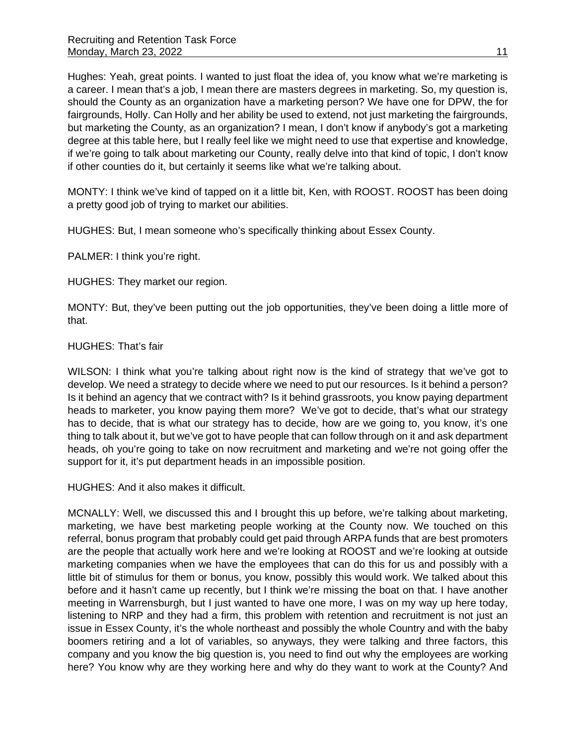Hughes: Yeah, great points. I wanted to just float the idea of, you know what we're marketing is a career. I mean that's a job, I mean there are masters degrees in marketing. So, my question is, should the County as an organization have a marketing person? We have one for DPW, the for fairgrounds, Holly. Can Holly and her ability be used to extend, not just marketing the fairgrounds, but marketing the County, as an organization? I mean, I don't know if anybody's got a marketing degree at this table here, but I really feel like we might need to use that expertise and knowledge, if we're going to talk about marketing our County, really delve into that kind of topic, I don't know if other counties do it, but certainly it seems like what we're talking about.

MONTY: I think we've kind of tapped on it a little bit, Ken, with ROOST. ROOST has been doing a pretty good job of trying to market our abilities.

HUGHES: But, I mean someone who's specifically thinking about Essex County.

PALMER: I think you're right.

HUGHES: They market our region.

MONTY: But, they've been putting out the job opportunities, they've been doing a little more of that.

HUGHES: That's fair

WILSON: I think what you're talking about right now is the kind of strategy that we've got to develop. We need a strategy to decide where we need to put our resources. Is it behind a person? Is it behind an agency that we contract with? Is it behind grassroots, you know paying department heads to marketer, you know paying them more? We've got to decide, that's what our strategy has to decide, that is what our strategy has to decide, how are we going to, you know, it's one thing to talk about it, but we've got to have people that can follow through on it and ask department heads, oh you're going to take on now recruitment and marketing and we're not going offer the support for it, it's put department heads in an impossible position.

HUGHES: And it also makes it difficult.

MCNALLY: Well, we discussed this and I brought this up before, we're talking about marketing, marketing, we have best marketing people working at the County now. We touched on this referral, bonus program that probably could get paid through ARPA funds that are best promoters are the people that actually work here and we're looking at ROOST and we're looking at outside marketing companies when we have the employees that can do this for us and possibly with a little bit of stimulus for them or bonus, you know, possibly this would work. We talked about this before and it hasn't came up recently, but I think we're missing the boat on that. I have another meeting in Warrensburgh, but I just wanted to have one more, I was on my way up here today, listening to NRP and they had a firm, this problem with retention and recruitment is not just an issue in Essex County, it's the whole northeast and possibly the whole Country and with the baby boomers retiring and a lot of variables, so anyways, they were talking and three factors, this company and you know the big question is, you need to find out why the employees are working here? You know why are they working here and why do they want to work at the County? And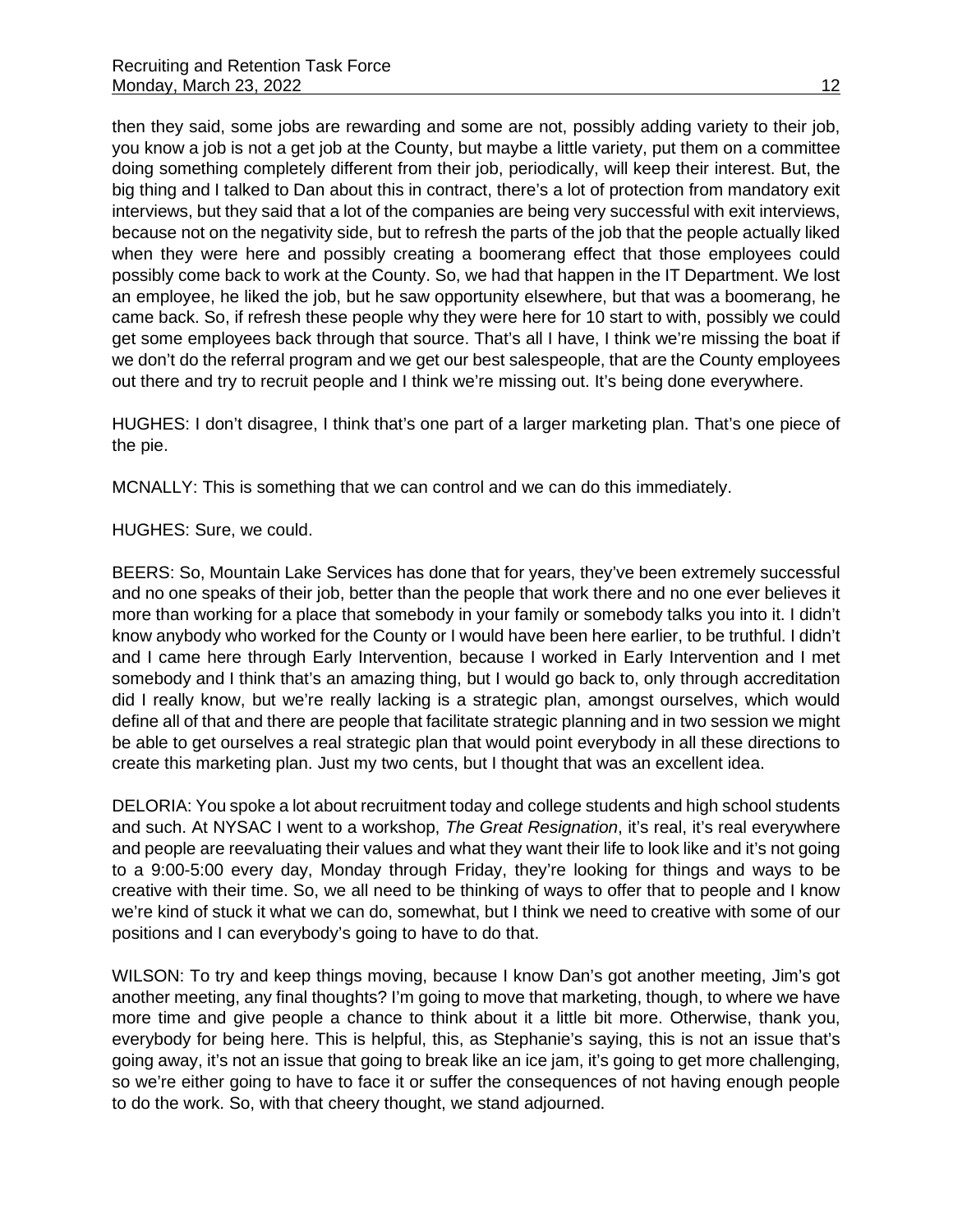then they said, some jobs are rewarding and some are not, possibly adding variety to their job, you know a job is not a get job at the County, but maybe a little variety, put them on a committee doing something completely different from their job, periodically, will keep their interest. But, the big thing and I talked to Dan about this in contract, there's a lot of protection from mandatory exit interviews, but they said that a lot of the companies are being very successful with exit interviews, because not on the negativity side, but to refresh the parts of the job that the people actually liked when they were here and possibly creating a boomerang effect that those employees could possibly come back to work at the County. So, we had that happen in the IT Department. We lost an employee, he liked the job, but he saw opportunity elsewhere, but that was a boomerang, he came back. So, if refresh these people why they were here for 10 start to with, possibly we could get some employees back through that source. That's all I have, I think we're missing the boat if we don't do the referral program and we get our best salespeople, that are the County employees out there and try to recruit people and I think we're missing out. It's being done everywhere.

HUGHES: I don't disagree, I think that's one part of a larger marketing plan. That's one piece of the pie.

MCNALLY: This is something that we can control and we can do this immediately.

HUGHES: Sure, we could.

BEERS: So, Mountain Lake Services has done that for years, they've been extremely successful and no one speaks of their job, better than the people that work there and no one ever believes it more than working for a place that somebody in your family or somebody talks you into it. I didn't know anybody who worked for the County or I would have been here earlier, to be truthful. I didn't and I came here through Early Intervention, because I worked in Early Intervention and I met somebody and I think that's an amazing thing, but I would go back to, only through accreditation did I really know, but we're really lacking is a strategic plan, amongst ourselves, which would define all of that and there are people that facilitate strategic planning and in two session we might be able to get ourselves a real strategic plan that would point everybody in all these directions to create this marketing plan. Just my two cents, but I thought that was an excellent idea.

DELORIA: You spoke a lot about recruitment today and college students and high school students and such. At NYSAC I went to a workshop, *The Great Resignation*, it's real, it's real everywhere and people are reevaluating their values and what they want their life to look like and it's not going to a 9:00-5:00 every day, Monday through Friday, they're looking for things and ways to be creative with their time. So, we all need to be thinking of ways to offer that to people and I know we're kind of stuck it what we can do, somewhat, but I think we need to creative with some of our positions and I can everybody's going to have to do that.

WILSON: To try and keep things moving, because I know Dan's got another meeting, Jim's got another meeting, any final thoughts? I'm going to move that marketing, though, to where we have more time and give people a chance to think about it a little bit more. Otherwise, thank you, everybody for being here. This is helpful, this, as Stephanie's saying, this is not an issue that's going away, it's not an issue that going to break like an ice jam, it's going to get more challenging, so we're either going to have to face it or suffer the consequences of not having enough people to do the work. So, with that cheery thought, we stand adjourned.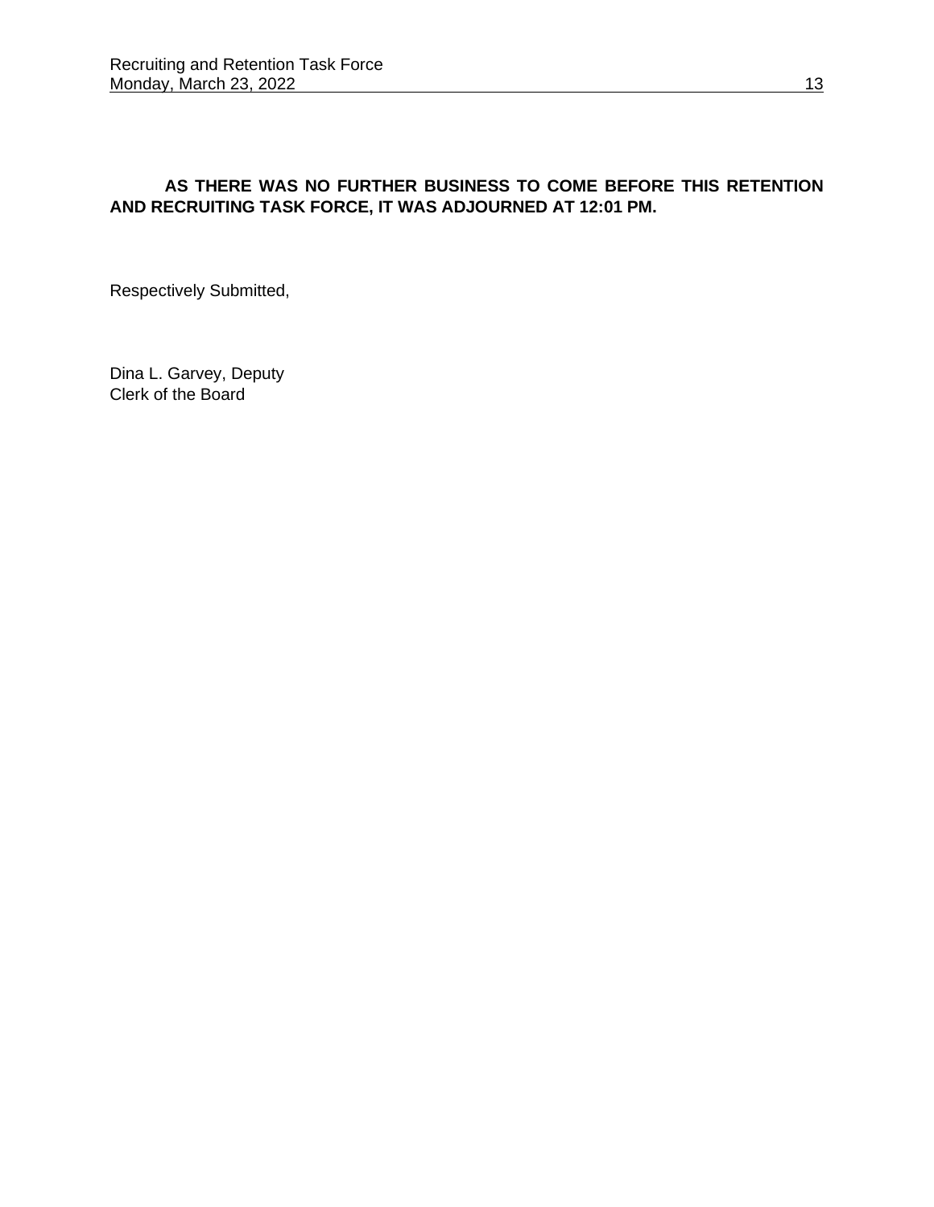**AS THERE WAS NO FURTHER BUSINESS TO COME BEFORE THIS RETENTION AND RECRUITING TASK FORCE, IT WAS ADJOURNED AT 12:01 PM.**

Respectively Submitted,

Dina L. Garvey, Deputy
Clerk of the Board